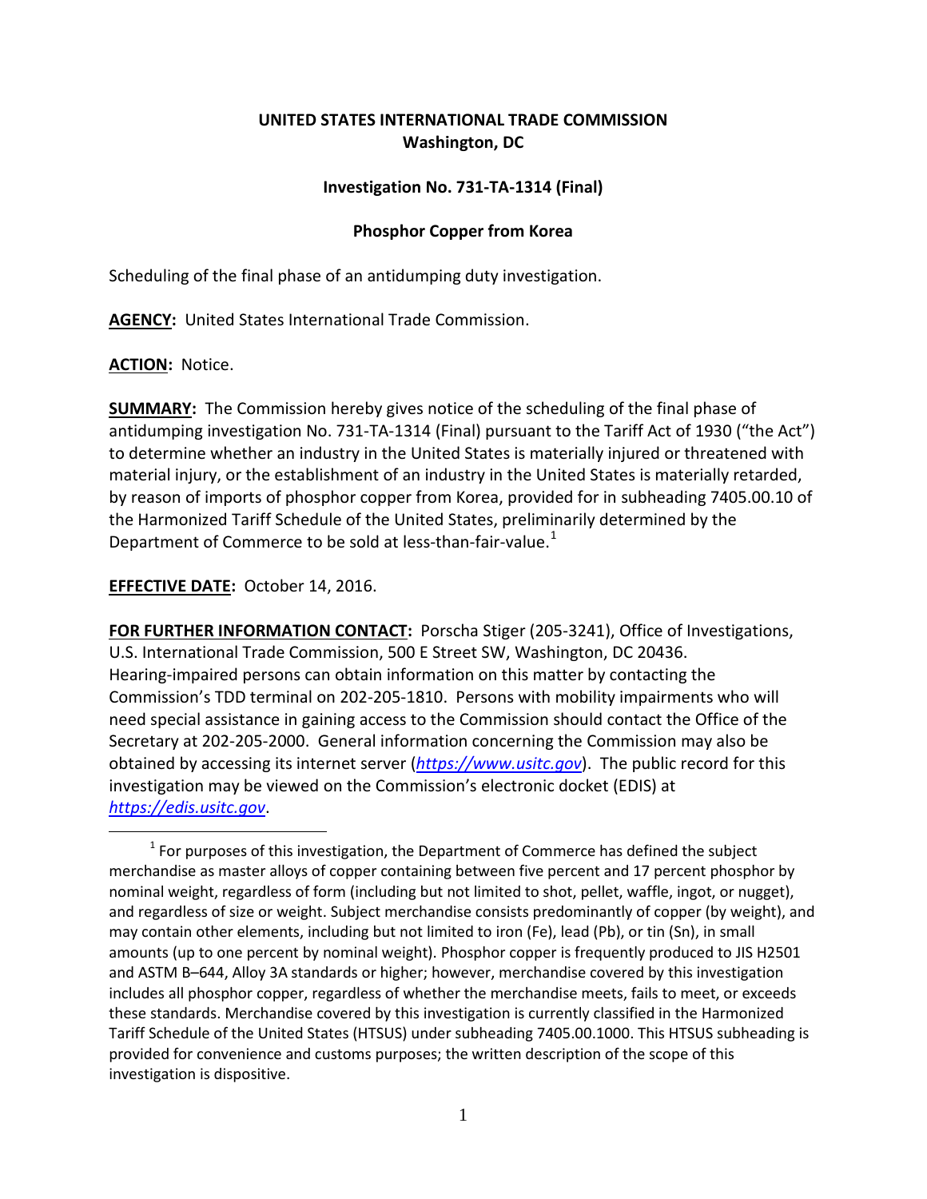**UNITED STATES INTERNATIONAL TRADE COMMISSION**
**Washington, DC**

**Investigation No. 731-TA-1314 (Final)**

**Phosphor Copper from Korea**

Scheduling of the final phase of an antidumping duty investigation.

**AGENCY:** United States International Trade Commission.

**ACTION:** Notice.

**SUMMARY:** The Commission hereby gives notice of the scheduling of the final phase of antidumping investigation No. 731-TA-1314 (Final) pursuant to the Tariff Act of 1930 ("the Act") to determine whether an industry in the United States is materially injured or threatened with material injury, or the establishment of an industry in the United States is materially retarded, by reason of imports of phosphor copper from Korea, provided for in subheading 7405.00.10 of the Harmonized Tariff Schedule of the United States, preliminarily determined by the Department of Commerce to be sold at less-than-fair-value.[1]

**EFFECTIVE DATE:** October 14, 2016.

**FOR FURTHER INFORMATION CONTACT:** Porscha Stiger (205-3241), Office of Investigations, U.S. International Trade Commission, 500 E Street SW, Washington, DC 20436. Hearing-impaired persons can obtain information on this matter by contacting the Commission's TDD terminal on 202-205-1810. Persons with mobility impairments who will need special assistance in gaining access to the Commission should contact the Office of the Secretary at 202-205-2000. General information concerning the Commission may also be obtained by accessing its internet server (*https://www.usitc.gov*). The public record for this investigation may be viewed on the Commission's electronic docket (EDIS) at *https://edis.usitc.gov*.

[1] For purposes of this investigation, the Department of Commerce has defined the subject merchandise as master alloys of copper containing between five percent and 17 percent phosphor by nominal weight, regardless of form (including but not limited to shot, pellet, waffle, ingot, or nugget), and regardless of size or weight. Subject merchandise consists predominantly of copper (by weight), and may contain other elements, including but not limited to iron (Fe), lead (Pb), or tin (Sn), in small amounts (up to one percent by nominal weight). Phosphor copper is frequently produced to JIS H2501 and ASTM B–644, Alloy 3A standards or higher; however, merchandise covered by this investigation includes all phosphor copper, regardless of whether the merchandise meets, fails to meet, or exceeds these standards. Merchandise covered by this investigation is currently classified in the Harmonized Tariff Schedule of the United States (HTSUS) under subheading 7405.00.1000. This HTSUS subheading is provided for convenience and customs purposes; the written description of the scope of this investigation is dispositive.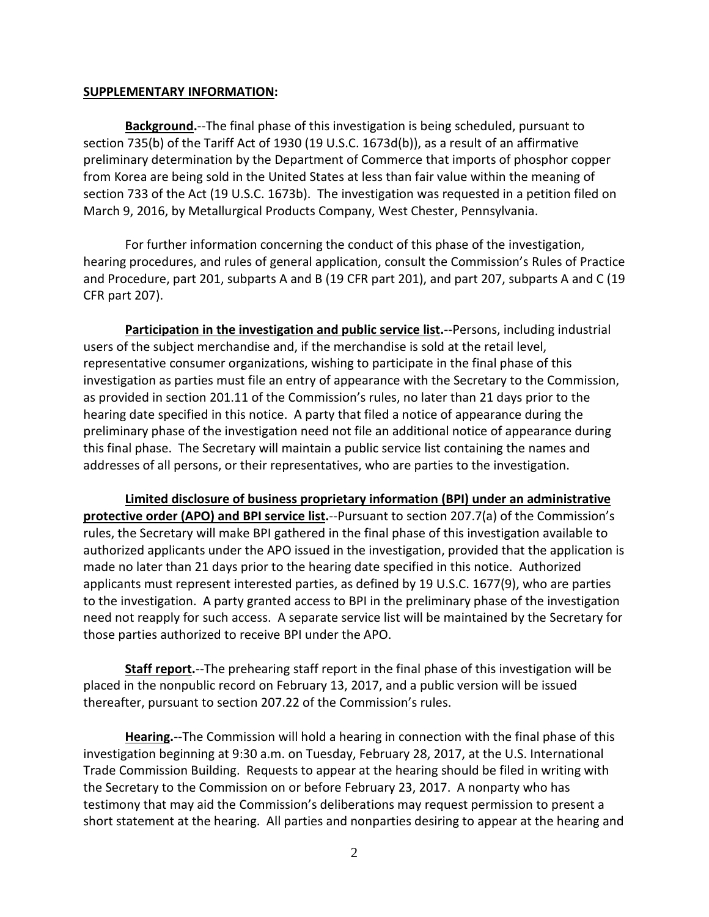**SUPPLEMENTARY INFORMATION:**

**Background.**--The final phase of this investigation is being scheduled, pursuant to section 735(b) of the Tariff Act of 1930 (19 U.S.C. 1673d(b)), as a result of an affirmative preliminary determination by the Department of Commerce that imports of phosphor copper from Korea are being sold in the United States at less than fair value within the meaning of section 733 of the Act (19 U.S.C. 1673b). The investigation was requested in a petition filed on March 9, 2016, by Metallurgical Products Company, West Chester, Pennsylvania.

For further information concerning the conduct of this phase of the investigation, hearing procedures, and rules of general application, consult the Commission's Rules of Practice and Procedure, part 201, subparts A and B (19 CFR part 201), and part 207, subparts A and C (19 CFR part 207).

**Participation in the investigation and public service list.**--Persons, including industrial users of the subject merchandise and, if the merchandise is sold at the retail level, representative consumer organizations, wishing to participate in the final phase of this investigation as parties must file an entry of appearance with the Secretary to the Commission, as provided in section 201.11 of the Commission's rules, no later than 21 days prior to the hearing date specified in this notice. A party that filed a notice of appearance during the preliminary phase of the investigation need not file an additional notice of appearance during this final phase. The Secretary will maintain a public service list containing the names and addresses of all persons, or their representatives, who are parties to the investigation.

**Limited disclosure of business proprietary information (BPI) under an administrative protective order (APO) and BPI service list.**--Pursuant to section 207.7(a) of the Commission's rules, the Secretary will make BPI gathered in the final phase of this investigation available to authorized applicants under the APO issued in the investigation, provided that the application is made no later than 21 days prior to the hearing date specified in this notice. Authorized applicants must represent interested parties, as defined by 19 U.S.C. 1677(9), who are parties to the investigation. A party granted access to BPI in the preliminary phase of the investigation need not reapply for such access. A separate service list will be maintained by the Secretary for those parties authorized to receive BPI under the APO.

**Staff report.**--The prehearing staff report in the final phase of this investigation will be placed in the nonpublic record on February 13, 2017, and a public version will be issued thereafter, pursuant to section 207.22 of the Commission's rules.

**Hearing.**--The Commission will hold a hearing in connection with the final phase of this investigation beginning at 9:30 a.m. on Tuesday, February 28, 2017, at the U.S. International Trade Commission Building. Requests to appear at the hearing should be filed in writing with the Secretary to the Commission on or before February 23, 2017. A nonparty who has testimony that may aid the Commission's deliberations may request permission to present a short statement at the hearing. All parties and nonparties desiring to appear at the hearing and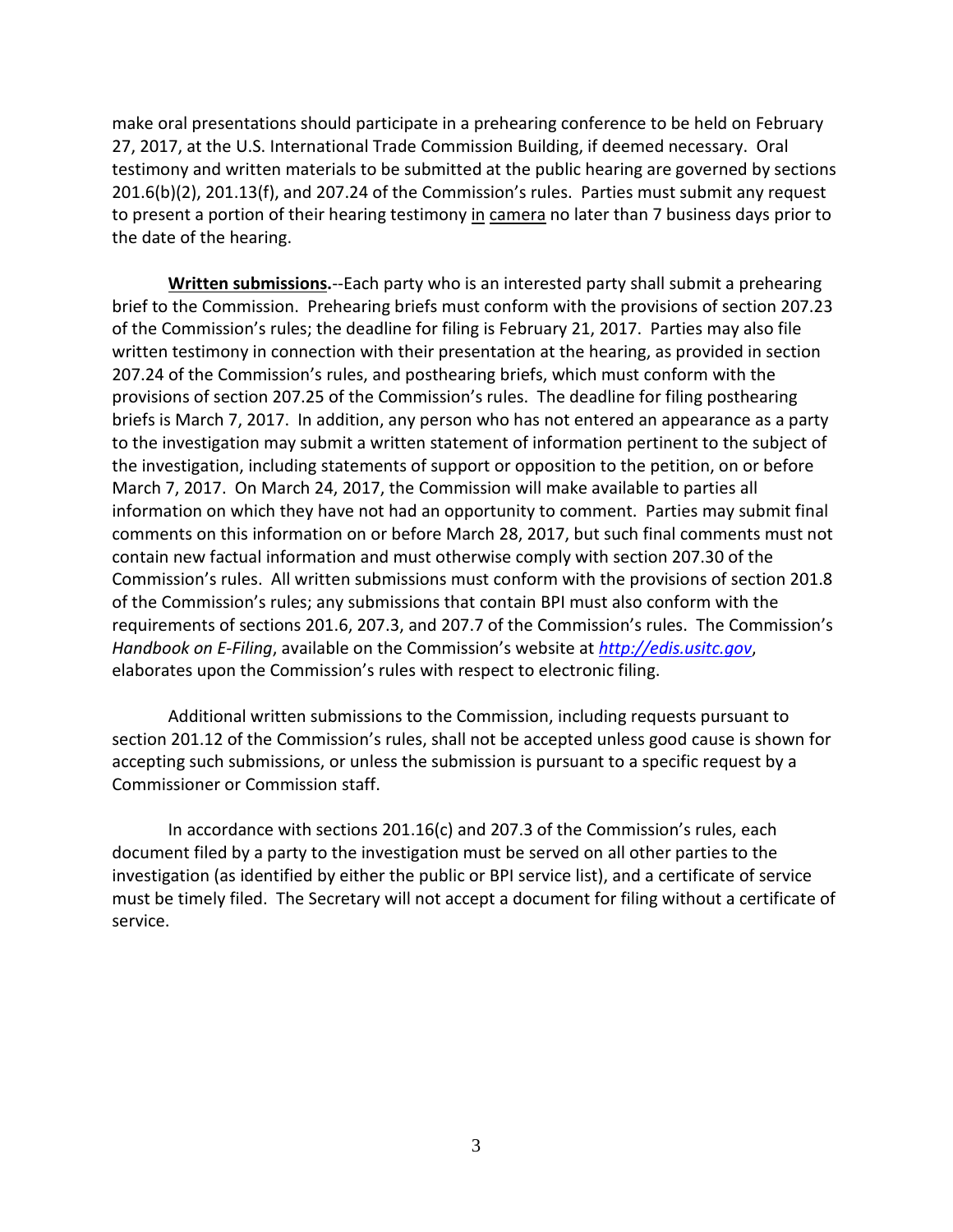make oral presentations should participate in a prehearing conference to be held on February 27, 2017, at the U.S. International Trade Commission Building, if deemed necessary. Oral testimony and written materials to be submitted at the public hearing are governed by sections 201.6(b)(2), 201.13(f), and 207.24 of the Commission's rules. Parties must submit any request to present a portion of their hearing testimony in camera no later than 7 business days prior to the date of the hearing.

**Written submissions.**--Each party who is an interested party shall submit a prehearing brief to the Commission. Prehearing briefs must conform with the provisions of section 207.23 of the Commission's rules; the deadline for filing is February 21, 2017. Parties may also file written testimony in connection with their presentation at the hearing, as provided in section 207.24 of the Commission's rules, and posthearing briefs, which must conform with the provisions of section 207.25 of the Commission's rules. The deadline for filing posthearing briefs is March 7, 2017. In addition, any person who has not entered an appearance as a party to the investigation may submit a written statement of information pertinent to the subject of the investigation, including statements of support or opposition to the petition, on or before March 7, 2017. On March 24, 2017, the Commission will make available to parties all information on which they have not had an opportunity to comment. Parties may submit final comments on this information on or before March 28, 2017, but such final comments must not contain new factual information and must otherwise comply with section 207.30 of the Commission's rules. All written submissions must conform with the provisions of section 201.8 of the Commission's rules; any submissions that contain BPI must also conform with the requirements of sections 201.6, 207.3, and 207.7 of the Commission's rules. The Commission's *Handbook on E-Filing*, available on the Commission's website at *http://edis.usitc.gov*, elaborates upon the Commission's rules with respect to electronic filing.

Additional written submissions to the Commission, including requests pursuant to section 201.12 of the Commission's rules, shall not be accepted unless good cause is shown for accepting such submissions, or unless the submission is pursuant to a specific request by a Commissioner or Commission staff.

In accordance with sections 201.16(c) and 207.3 of the Commission's rules, each document filed by a party to the investigation must be served on all other parties to the investigation (as identified by either the public or BPI service list), and a certificate of service must be timely filed. The Secretary will not accept a document for filing without a certificate of service.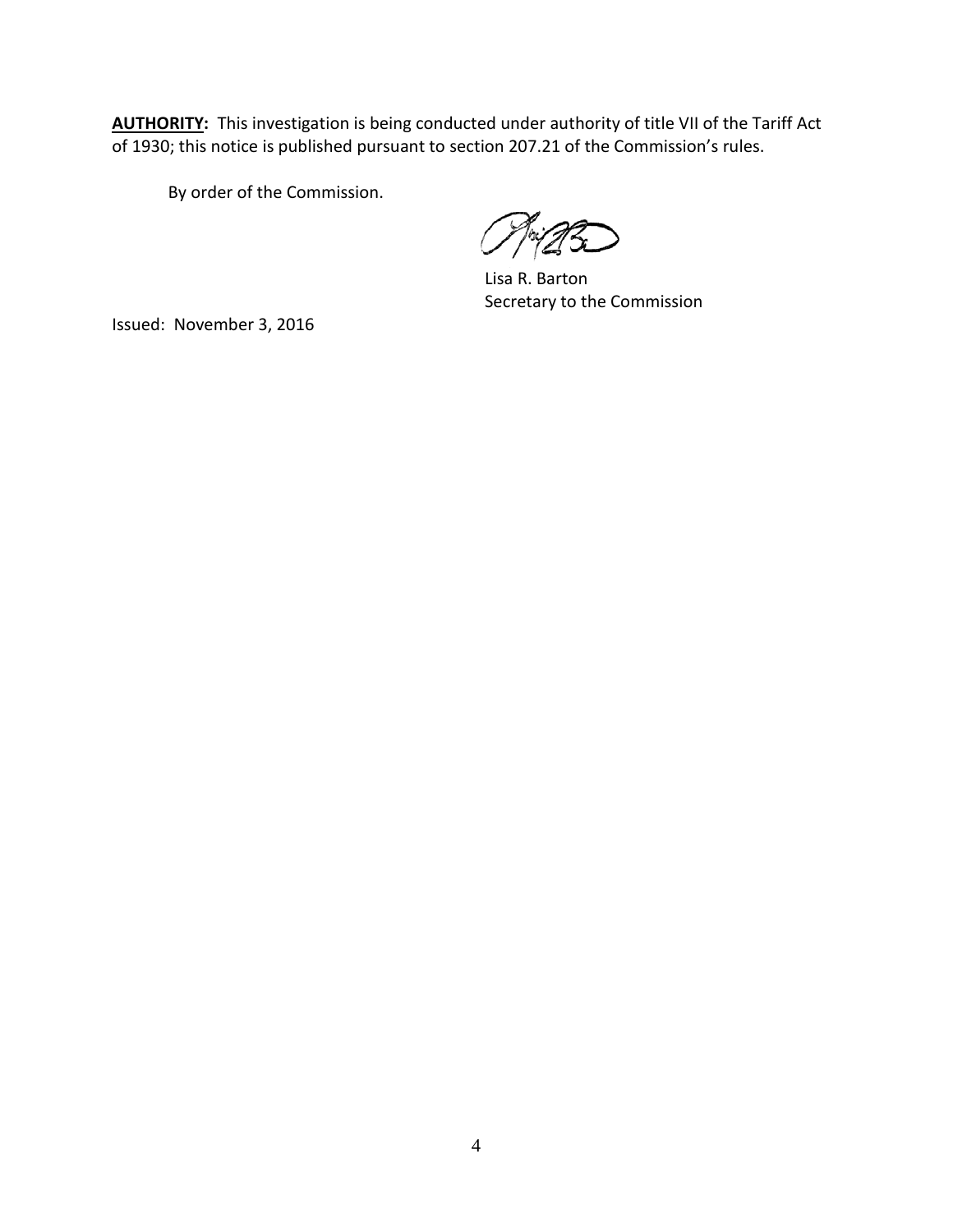**AUTHORITY:** This investigation is being conducted under authority of title VII of the Tariff Act of 1930; this notice is published pursuant to section 207.21 of the Commission's rules.

By order of the Commission.

Lisa R. Barton
Secretary to the Commission

Issued: November 3, 2016